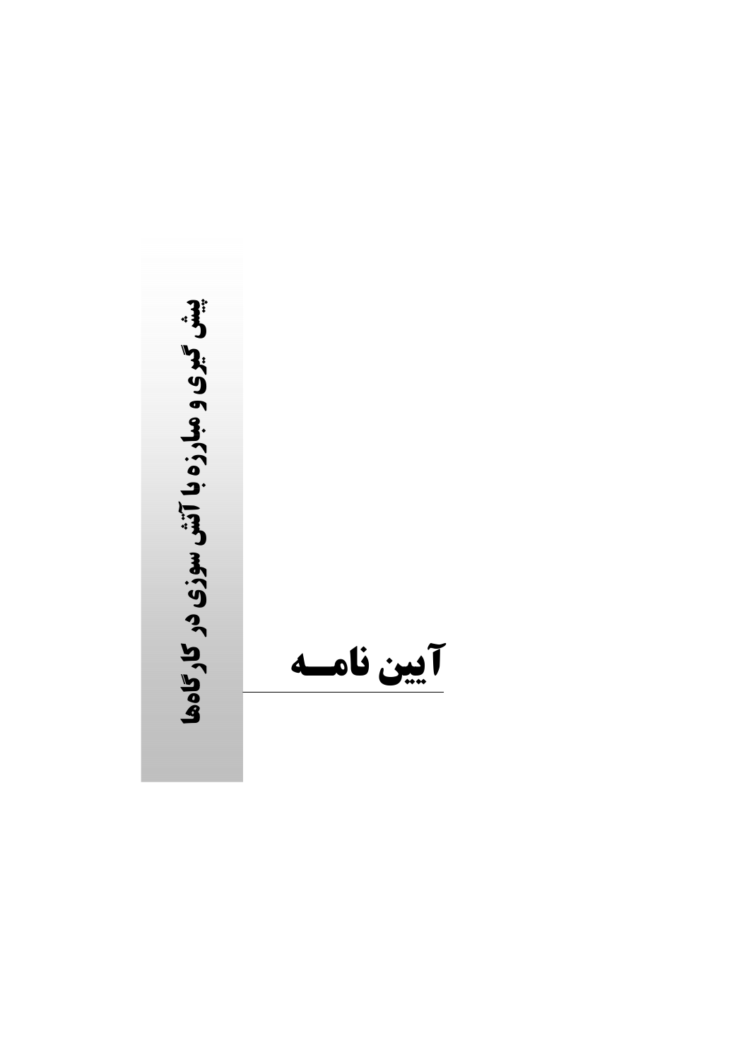# پیش گیری و مبارزه با آتش سوزی در کارگاه‌ها

# آیین نامــه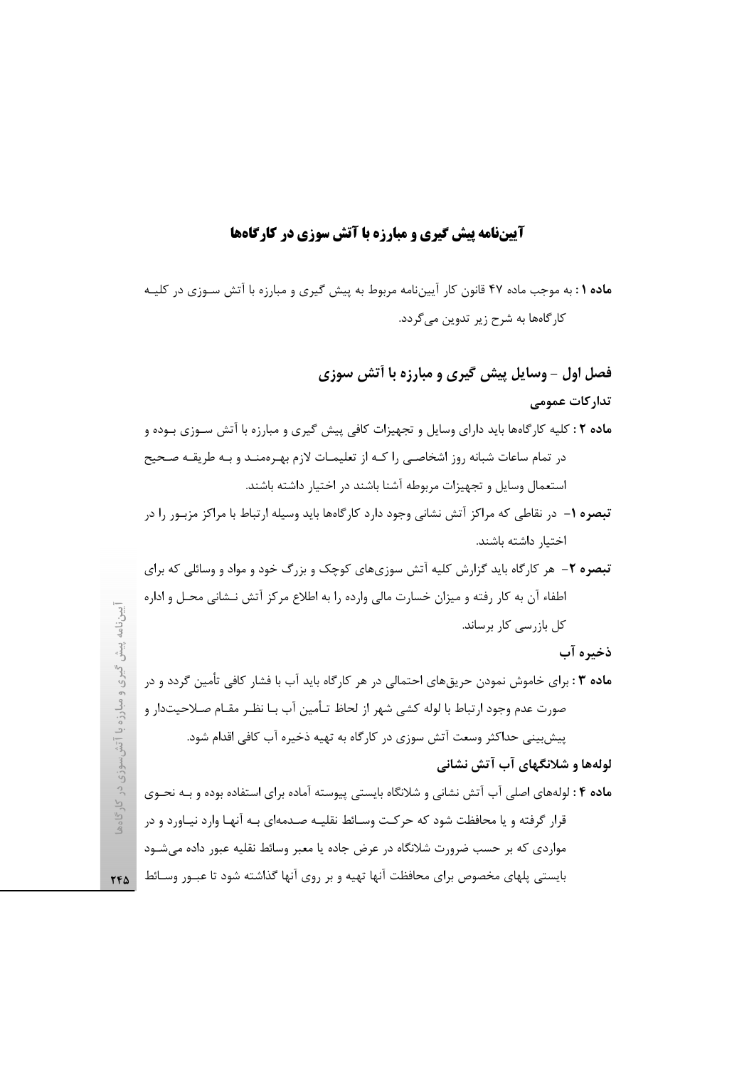# آیین‌نامه پیش گیری و مبارزه با آتش سوزی در کارگاه‌ها

**ماده ۱** : به موجب ماده ۴۷ قانون کار آیین‌نامه مربوط به پیش گیری و مبارزه با آتش سوزی در کلیه کارگاه‌ها به شرح زیر تدوین می‌گردد.

## فصل اول – وسایل پیش گیری و مبارزه با آتش سوزی

### تدارکات عمومی

**ماده ۲** : کلیه کارگاه‌ها باید دارای وسایل و تجهیزات کافی پیش گیری و مبارزه با آتش سوزی بوده و در تمام ساعات شبانه روز اشخاصی را که از تعلیمات لازم بهره‌مند و به طریقه صحیح استعمال وسایل و تجهیزات مربوطه آشنا باشند در اختیار داشته باشند.

**تبصره ۱**– در نقاطی که مراکز آتش نشانی وجود دارد کارگاه‌ها باید وسیله ارتباط با مراکز مزبور را در اختیار داشته باشند.

**تبصره ۲**– هر کارگاه باید گزارش کلیه آتش سوزی‌های کوچک و بزرگ خود و مواد و وسائلی که برای اطفاء آن به کار رفته و میزان خسارت مالی وارده را به اطلاع مرکز آتش نشانی محل و اداره کل بازرسی کار برساند.

### ذخیره آب

**ماده ۳** : برای خاموش نمودن حریق‌های احتمالی در هر کارگاه باید آب با فشار کافی تأمین گردد و در صورت عدم وجود ارتباط با لوله کشی شهر از لحاظ تأمین آب با نظر مقام صلاحیت‌دار و پیش‌بینی حداکثر وسعت آتش سوزی در کارگاه به تهیه ذخیره آب کافی اقدام شود.

### لوله‌ها و شلانگهای آب آتش نشانی

**ماده ۴** : لوله‌های اصلی آب آتش نشانی و شلانگ‌ها بایستی پیوسته آماده برای استفاده بوده و به نحوی قرار گرفته و یا محافظت شود که حرکت وسائط نقلیه صدمه‌ای به آنها وارد نیاورد و در مواردی که بر حسب ضرورت شلانگ‌ها در عرض جاده یا معبر وسائط نقلیه عبور داده می‌شود بایستی پلهای مخصوص برای محافظت آنها تهیه و بر روی آنها گذاشته شود تا عبور وسائط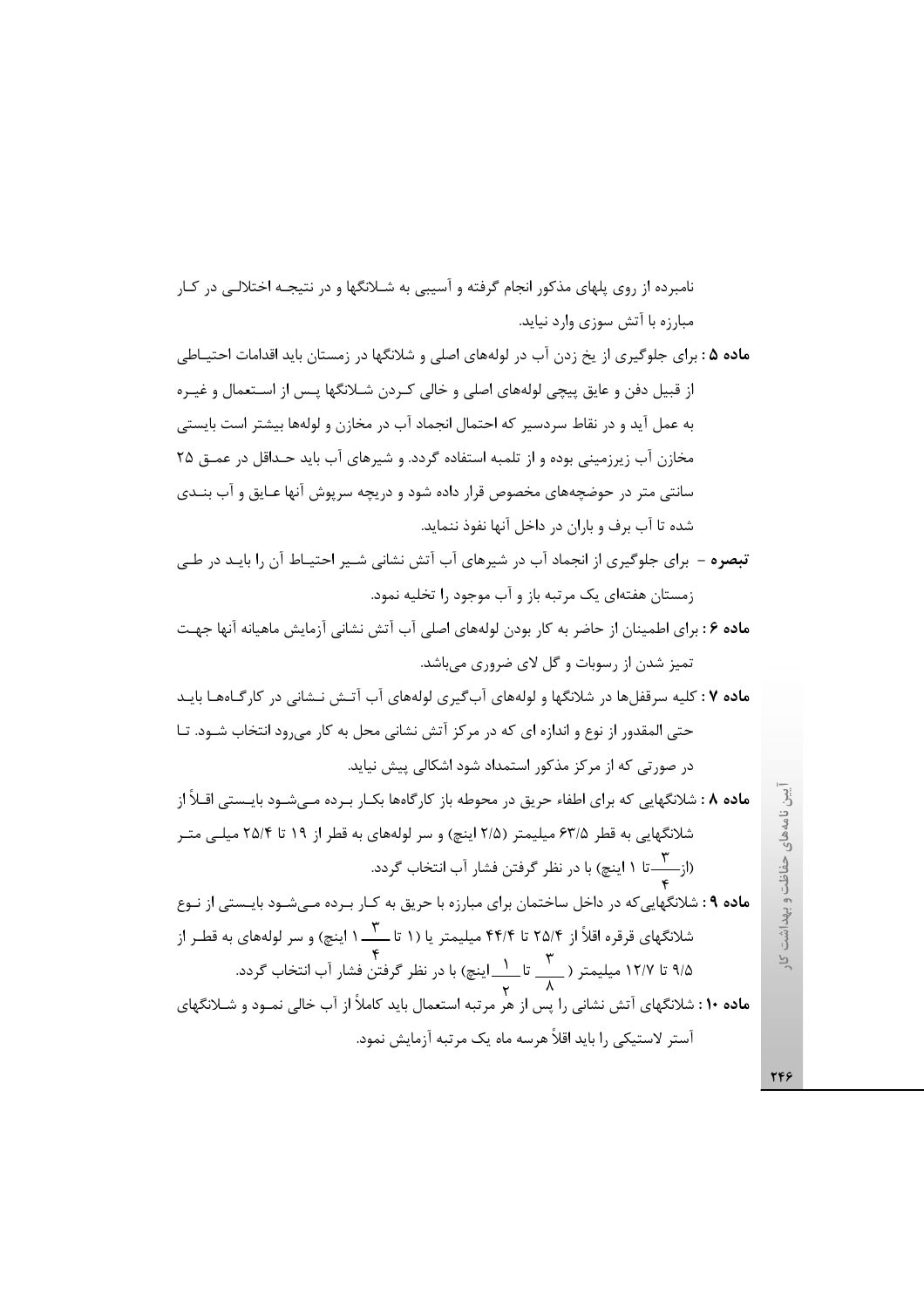نامبرده از روی پلهای مذکور انجام گرفته و آسیبی به شـلانگها و در نتیجـه اختلالـی در کـار مبارزه با آتش سوزی وارد نیاید.

**ماده ۵ :** برای جلوگیری از یخ زدن آب در لوله‌های اصلی و شلانگها در زمستان باید اقدامات احتیـاطی از قبیل دفن و عایق پیچی لوله‌های اصلی و خالی کـردن شـلانگها پـس از اسـتعمال و غیـره به عمل آید و در نقاط سردسیر که احتمال انجماد آب در مخازن و لوله‌ها بیشتر است بایستی مخازن آب زیرزمینی بوده و از تلمبه استفاده گردد. و شیرهای آب باید حـداقل در عمـق ۲۵ سانتی متر در حوضچه‌های مخصوص قرار داده شود و دریچه سرپوش آنها عـایق و آب بنـدی شده تا آب برف و باران در داخل آنها نفوذ ننماید.

**تبصره** – برای جلوگیری از انجماد آب در شیرهای آب آتش نشانی شـیر احتیـاط آن را بایـد در طـی زمستان هفته‌ای یک مرتبه باز و آب موجود را تخلیه نمود.

**ماده ۶ :** برای اطمینان از حاضر به کار بودن لوله‌های اصلی آب آتش نشانی آزمایش ماهیانه آنها جهـت تمیز شدن از رسوبات و گل لای ضروری می‌باشد.

**ماده ۷ :** کلیه سرقفل‌ها در شلانگها و لوله‌های آب‌گیری لوله‌های آب آتـش نـشانی در کارگـاه‌هـا بایـد حتی المقدور از نوع و اندازه ای که در مرکز آتش نشانی محل به کار می‌رود انتخاب شـود. تـا در صورتی که از مرکز مذکور استمداد شود اشکالی پیش نیاید.

**ماده ۸ :** شلانگهایی که برای اطفاء حریق در محوطه باز کارگاه‌ها بکـار بـرده مـی‌شـود بایـستی اقـلاً از شلانگهایی به قطر ۶۳/۵ میلیمتر (۲/۵ اینچ) و سر لوله‌های به قطر از ۱۹ تا ۲۵/۴ میلـی متـر (از $\frac{3}{4}$ تا ۱ اینچ) با در نظر گرفتن فشار آب انتخاب گردد.

**ماده ۹ :** شلانگهایی‌که در داخل ساختمان برای مبارزه با حریق به کـار بـرده مـی‌شـود بایـستی از نـوع شلانگهای قرقره اقلاً از ۲۵/۴ تا ۴۴/۴ میلیمتر یا (۱ تا $1\frac{3}{4}$ اینچ) و سر لوله‌های به قطـر از ۹/۵ تا ۱۲/۷ میلیمتر ($\frac{3}{8}$ تا $\frac{1}{2}$ اینچ) با در نظر گرفتن فشار آب انتخاب گردد.

**ماده ۱۰ :** شلانگهای آتش نشانی را پس از هر مرتبه استعمال باید کاملاً از آب خالی نمـود و شـلانگهای آستر لاستیکی را باید اقلاً هرسه ماه یک مرتبه آزمایش نمود.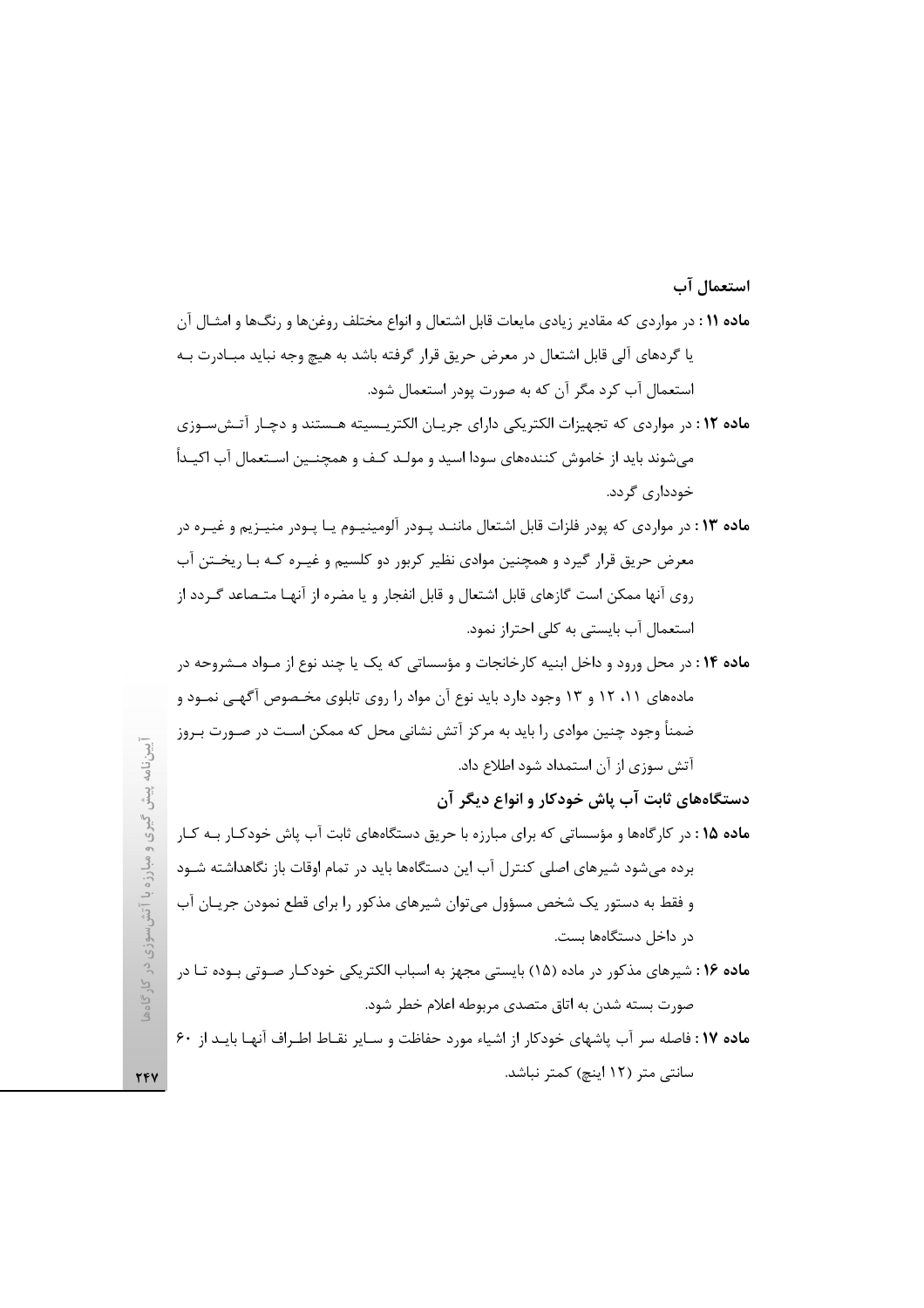## استعمال آب

**ماده ۱۱ :** در مواردی که مقادیر زیادی مایعات قابل اشتعال و انواع مختلف روغن‌ها و رنگ‌ها و امثال آن یا گردهای آلی قابل اشتعال در معرض حریق قرار گرفته باشد به هیچ وجه نباید مبادرت به استعمال آب کرد مگر آن که به صورت پودر استعمال شود.

**ماده ۱۲ :** در مواردی که تجهیزات الکتریکی دارای جریان الکتریسیته هستند و دچار آتش‌سوزی می‌شوند باید از خاموش کننده‌های سودا اسید و مولد کف و همچنین استعمال آب اکیداً خودداری گردد.

**ماده ۱۳ :** در مواردی که پودر فلزات قابل اشتعال مانند پودر آلومینیوم یا پودر منیزیم و غیره در معرض حریق قرار گیرد و همچنین موادی نظیر کربور دو کلسیم و غیره که با ریختن آب روی آنها ممکن است گازهای قابل اشتعال و قابل انفجار و یا مضره از آنها متصاعد گردد از استعمال آب بایستی به کلی احتراز نمود.

**ماده ۱۴ :** در محل ورود و داخل ابنیه کارخانجات و مؤسساتی که یک یا چند نوع از مواد مشروحه در ماده‌های ۱۱، ۱۲ و ۱۳ وجود دارد باید نوع آن مواد را روی تابلوی مخصوص آگهی نمود و ضمناً وجود چنین موادی را باید به مرکز آتش نشانی محل که ممکن است در صورت بروز آتش سوزی از آن استمداد شود اطلاع داد.

## دستگاه‌های ثابت آب پاش خودکار و انواع دیگر آن

**ماده ۱۵ :** در کارگاه‌ها و مؤسساتی که برای مبارزه با حریق دستگاه‌های ثابت آب پاش خودکار به کار برده می‌شود شیرهای اصلی کنترل آب این دستگاه‌ها باید در تمام اوقات باز نگاهداشته شود و فقط به دستور یک شخص مسؤول می‌توان شیرهای مذکور را برای قطع نمودن جریان آب در داخل دستگاه‌ها بست.

**ماده ۱۶ :** شیرهای مذکور در ماده (۱۵) بایستی مجهز به اسباب الکتریکی خودکار صوتی بوده تا در صورت بسته شدن به اتاق متصدی مربوطه اعلام خطر شود.

**ماده ۱۷ :** فاصله سر آب پاشهای خودکار از اشیاء مورد حفاظت و سایر نقاط اطراف آنها باید از ۶۰ سانتی متر (۱۲ اینچ) کمتر نباشد.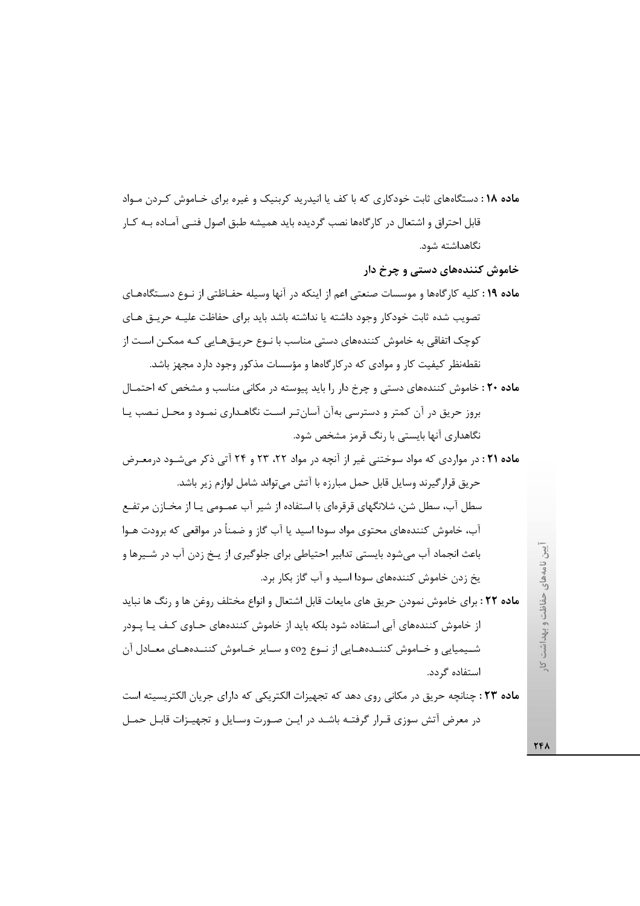**ماده ۱۸ :** دستگاههای ثابت خودکاری که با کف یا انیدرید کربنیک و غیره برای خاموش کردن مواد قابل احتراق و اشتعال در کارگاهها نصب گردیده باید همیشه طبق اصول فنی آماده به کار نگاهداشته شود.

### خاموش کننده‌های دستی و چرخ دار

**ماده ۱۹ :** کلیه کارگاهها و موسسات صنعتی اعم از اینکه در آنها وسیله حفاظتی از نوع دستگاههای تصویب شده ثابت خودکار وجود داشته یا نداشته باشد باید برای حفاظت علیه حریق های کوچک اتفاقی به خاموش کننده‌های دستی مناسب با نوع حریق‌هایی که ممکن است از نقطه‌نظر کیفیت کار و موادی که درکارگاهها و مؤسسات مذکور وجود دارد مجهز باشد.

**ماده ۲۰ :** خاموش کننده‌های دستی و چرخ دار را باید پیوسته در مکانی مناسب و مشخص که احتمال بروز حریق در آن کمتر و دسترسی به‌آن آسان‌تر است نگاهداری نمود و محل نصب یا نگاهداری آنها بایستی با رنگ قرمز مشخص شود.

**ماده ۲۱ :** در مواردی که مواد سوختنی غیر از آنچه در مواد ۲۲، ۲۳ و ۲۴ آتی ذکر می‌شود درمعرض حریق قرارگیرند وسایل قابل حمل مبارزه با آتش می‌تواند شامل لوازم زیر باشد.
سطل آب، سطل شن، شلانگهای قرقره‌ای با استفاده از شیر آب عمومی یا از مخازن مرتفع آب، خاموش کننده‌های محتوی مواد سودا اسید یا آب گاز و ضمناً در مواقعی که برودت هوا باعث انجماد آب می‌شود بایستی تدابیر احتیاطی برای جلوگیری از یخ زدن آب در شیرها و یخ زدن خاموش کننده‌های سودا اسید و آب گاز بکار برد.

**ماده ۲۲ :** برای خاموش نمودن حریق های مایعات قابل اشتعال و انواع مختلف روغن ها و رنگ ها نباید از خاموش کننده‌های آبی استفاده شود بلکه باید از خاموش کننده‌های حاوی کف یا پودر شیمیایی و خاموش کننده‌هایی از نوع $co_2$ و سایر خاموش کننده‌های معادل آن استفاده گردد.

**ماده ۲۳ :** چنانچه حریق در مکانی روی دهد که تجهیزات الکتریکی که دارای جریان الکتریسیته است در معرض آتش سوزی قرار گرفته باشد در این صورت وسایل و تجهیزات قابل حمل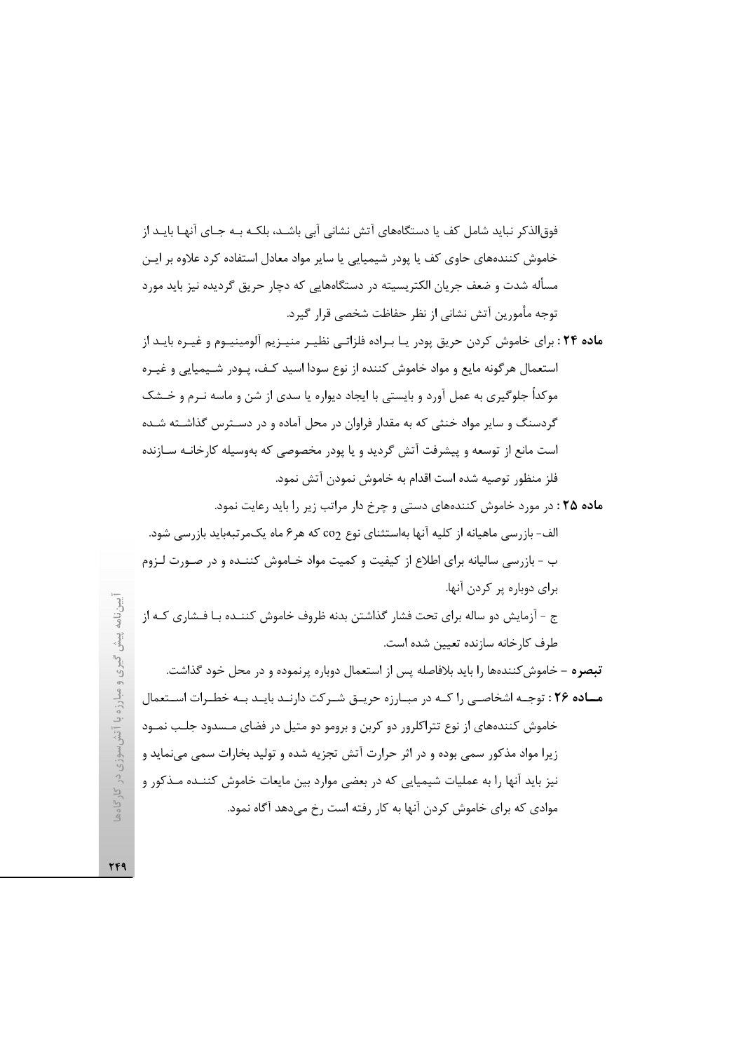فوق‌الذکر نباید شامل کف یا دستگاه‌های آتش نشانی آبی باشد، بلکه به جای آنها باید از خاموش کننده‌های حاوی کف یا پودر شیمیایی یا سایر مواد معادل استفاده کرد علاوه بر این مسأله شدت و ضعف جریان الکتریسیته در دستگاه‌هایی که دچار حریق گردیده نیز باید مورد توجه مأمورین آتش نشانی از نظر حفاظت شخصی قرار گیرد.

**ماده ۲۴ :** برای خاموش کردن حریق پودر یا براده فلزاتی نظیر منیزیم آلومینیوم و غیره باید از استعمال هرگونه مایع و مواد خاموش کننده از نوع سودا اسید کف، پودر شیمیایی و غیره موکداً جلوگیری به عمل آورد و بایستی با ایجاد دیواره یا سدی از شن و ماسه نرم و خشک گردسنگ و سایر مواد خنثی که به مقدار فراوان در محل آماده و در دسترس گذاشته شده است مانع از توسعه و پیشرفت آتش گردید و یا پودر مخصوصی که به‌وسیله کارخانه سازنده فلز منظور توصیه شده است اقدام به خاموش نمودن آتش نمود.

**ماده ۲۵ :** در مورد خاموش کننده‌های دستی و چرخ دار مراتب زیر را باید رعایت نمود.

الف- بازرسی ماهیانه از کلیه آنها به‌استثنای نوع $co_2$ که هر۶ ماه یک‌مرتبه‌باید بازرسی شود.

ب - بازرسی سالیانه برای اطلاع از کیفیت و کمیت مواد خاموش کننده و در صورت لزوم برای دوباره پر کردن آنها.

ج - آزمایش دو ساله برای تحت فشار گذاشتن بدنه ظروف خاموش کننده با فشاری که از طرف کارخانه سازنده تعیین شده است.

**تبصره** - خاموش‌کننده‌ها را باید بلافاصله پس از استعمال دوباره پرنموده و در محل خود گذاشت.

**ماده ۲۶ :** توجه اشخاصی را که در مبارزه حریق شرکت دارند باید به خطرات استعمال خاموش کننده‌های از نوع تتراکلرور دو کربن و برومو دو متیل در فضای مسدود جلب نمود زیرا مواد مذکور سمی بوده و در اثر حرارت آتش تجزیه شده و تولید بخارات سمی می‌نماید و نیز باید آنها را به عملیات شیمیایی که در بعضی موارد بین مایعات خاموش کننده مذکور و موادی که برای خاموش کردن آنها به کار رفته است رخ می‌دهد آگاه نمود.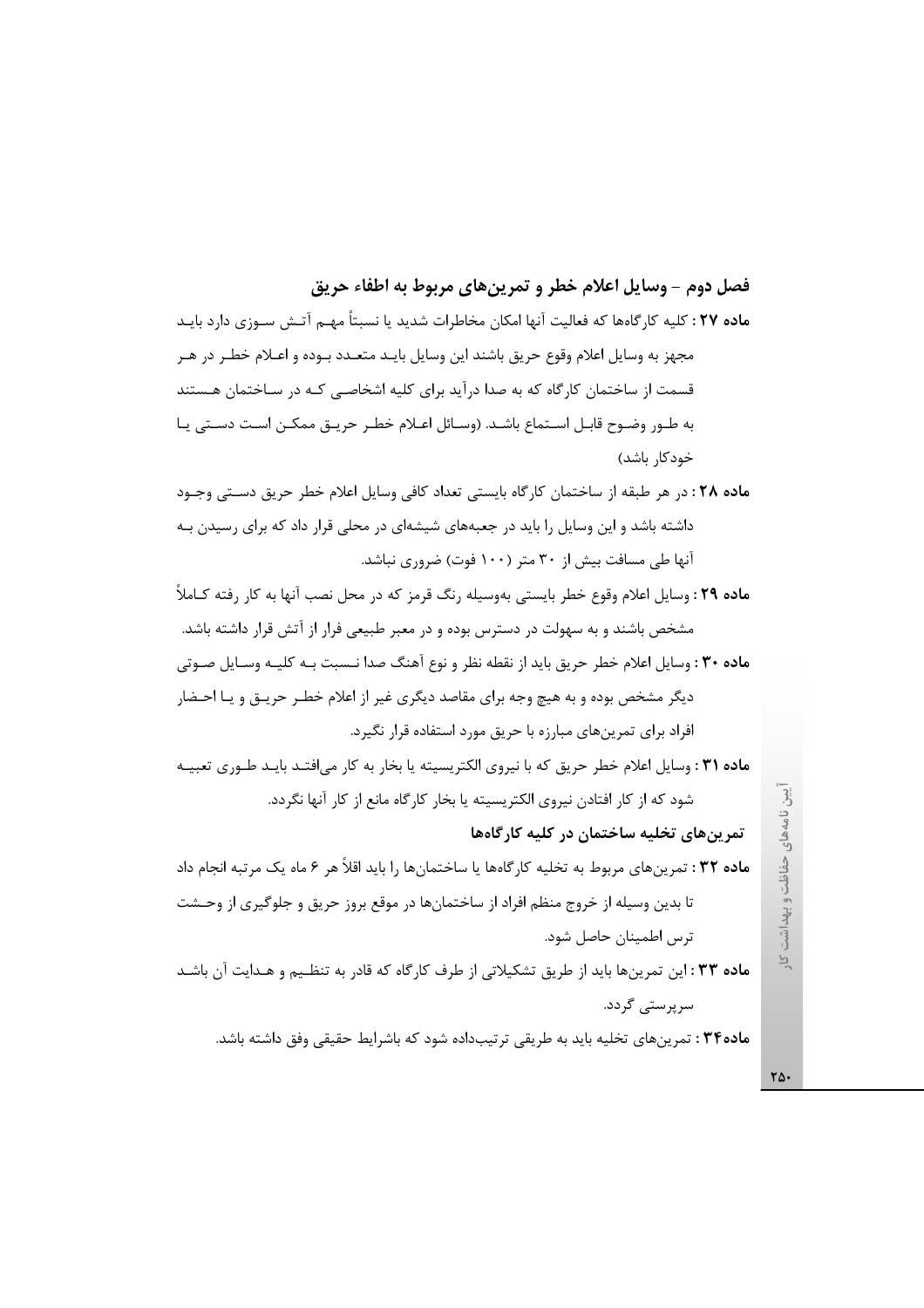## فصل دوم – وسایل اعلام خطر و تمرین‌های مربوط به اطفاء حریق

**ماده ۲۷ :** کلیه کارگاه‌ها که فعالیت آنها امکان مخاطرات شدید یا نسبتاً مهم آتش سوزی دارد باید مجهز به وسایل اعلام وقوع حریق باشند این وسایل باید متعدد بوده و اعلام خطر در هر قسمت از ساختمان کارگاه که به صدا درآید برای کلیه اشخاصی که در ساختمان هستند به طور وضوح قابل استماع باشد. (وسائل اعلام خطر حریق ممکن است دستی یا خودکار باشد)

**ماده ۲۸ :** در هر طبقه از ساختمان کارگاه بایستی تعداد کافی وسایل اعلام خطر حریق دستی وجود داشته باشد و این وسایل را باید در جعبه‌های شیشه‌ای در محلی قرار داد که برای رسیدن به آنها طی مسافت بیش از ۳۰ متر (۱۰۰ فوت) ضروری نباشد.

**ماده ۲۹ :** وسایل اعلام وقوع خطر بایستی به‌وسیله رنگ قرمز که در محل نصب آنها به کار رفته کاملاً مشخص باشند و به سهولت در دسترس بوده و در معبر طبیعی فرار از آتش قرار داشته باشد.

**ماده ۳۰ :** وسایل اعلام خطر حریق باید از نقطه نظر و نوع آهنگ صدا نسبت به کلیه وسایل صوتی دیگر مشخص بوده و به هیچ وجه برای مقاصد دیگری غیر از اعلام خطر حریق و یا احضار افراد برای تمرین‌های مبارزه با حریق مورد استفاده قرار نگیرد.

**ماده ۳۱ :** وسایل اعلام خطر حریق که با نیروی الکتریسیته یا بخار به کار می‌افتد باید طوری تعبیه شود که از کار افتادن نیروی الکتریسیته یا بخار کارگاه مانع از کار آنها نگردد.

### تمرین‌های تخلیه ساختمان در کلیه کارگاه‌ها

**ماده ۳۲ :** تمرین‌های مربوط به تخلیه کارگاه‌ها یا ساختمان‌ها را باید اقلاً هر ۶ ماه یک مرتبه انجام داد تا بدین وسیله از خروج منظم افراد از ساختمان‌ها در موقع بروز حریق و جلوگیری از وحشت ترس اطمینان حاصل شود.

**ماده ۳۳ :** این تمرین‌ها باید از طریق تشکیلاتی از طرف کارگاه که قادر به تنظیم و هدایت آن باشد سرپرستی گردد.

**ماده۳۴ :** تمرین‌های تخلیه باید به طریقی ترتیب‌داده شود که باشرایط حقیقی وفق داشته باشد.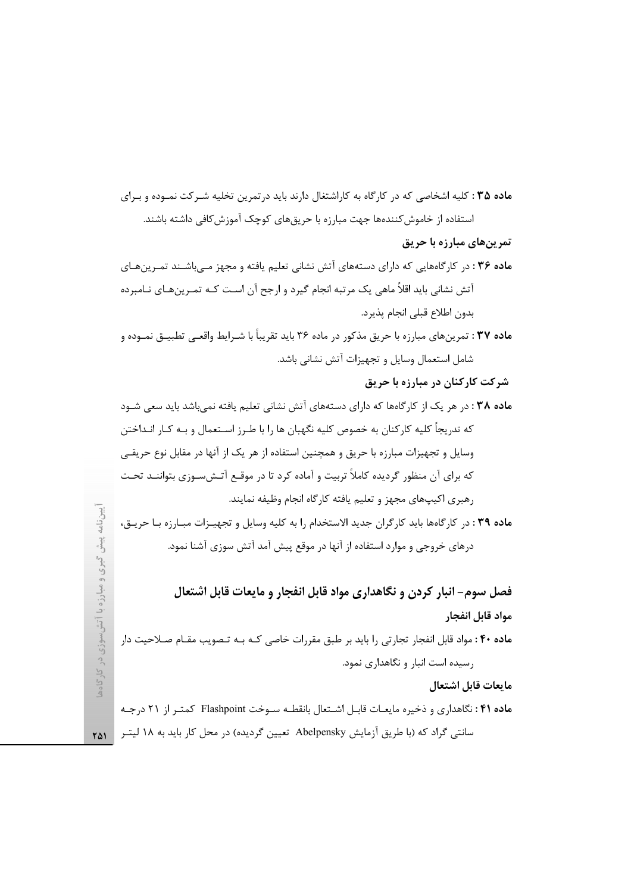**ماده ۳۵ :** کلیه اشخاصی که در کارگاه به کاراشتغال دارند باید درتمرین تخلیه شرکت نموده و برای استفاده از خاموش‌کننده‌ها جهت مبارزه با حریق‌های کوچک آموزش‌کافی داشته باشند.

### تمرین‌های مبارزه با حریق

**ماده ۳۶ :** در کارگاههایی که دارای دسته‌های آتش نشانی تعلیم یافته و مجهز می‌باشند تمرین‌های آتش نشانی باید اقلاً ماهی یک مرتبه انجام گیرد و ارجح آن است که تمرین‌های نامبرده بدون اطلاع قبلی انجام پذیرد.

**ماده ۳۷ :** تمرین‌های مبارزه با حریق مذکور در ماده ۳۶ باید تقریباً با شرایط واقعی تطبیق نموده و شامل استعمال وسایل و تجهیزات آتش نشانی باشد.

### شرکت کارکنان در مبارزه با حریق

**ماده ۳۸ :** در هر یک از کارگاهها که دارای دسته‌های آتش نشانی تعلیم یافته نمی‌باشد باید سعی شود که تدریجاً کلیه کارکنان به خصوص کلیه نگهبان ها را با طرز استعمال و به کار انداختن وسایل و تجهیزات مبارزه با حریق و همچنین استفاده از هر یک از آنها در مقابل نوع حریقی که برای آن منظور گردیده کاملاً تربیت و آماده کرد تا در موقع آتش‌سوزی بتوانند تحت رهبری اکیپ‌های مجهز و تعلیم یافته کارگاه انجام وظیفه نمایند.

**ماده ۳۹ :** در کارگاهها باید کارگران جدید الاستخدام را به کلیه وسایل و تجهیزات مبارزه با حریق، درهای خروجی و موارد استفاده از آنها در موقع پیش آمد آتش سوزی آشنا نمود.

## فصل سوم- انبار کردن و نگاهداری مواد قابل انفجار و مایعات قابل اشتعال

### مواد قابل انفجار

**ماده ۴۰ :** مواد قابل انفجار تجارتی را باید بر طبق مقررات خاصی که به تصویب مقام صلاحیت دار رسیده است انبار و نگاهداری نمود.

### مایعات قابل اشتعال

**ماده ۴۱ :** نگاهداری و ذخیره مایعات قابل اشتعال بانقطه سوخت Flashpoint کمتر از ۲۱ درجه سانتی گراد که (با طریق آزمایش Abelpensky تعیین گردیده) در محل کار باید به ۱۸ لیتر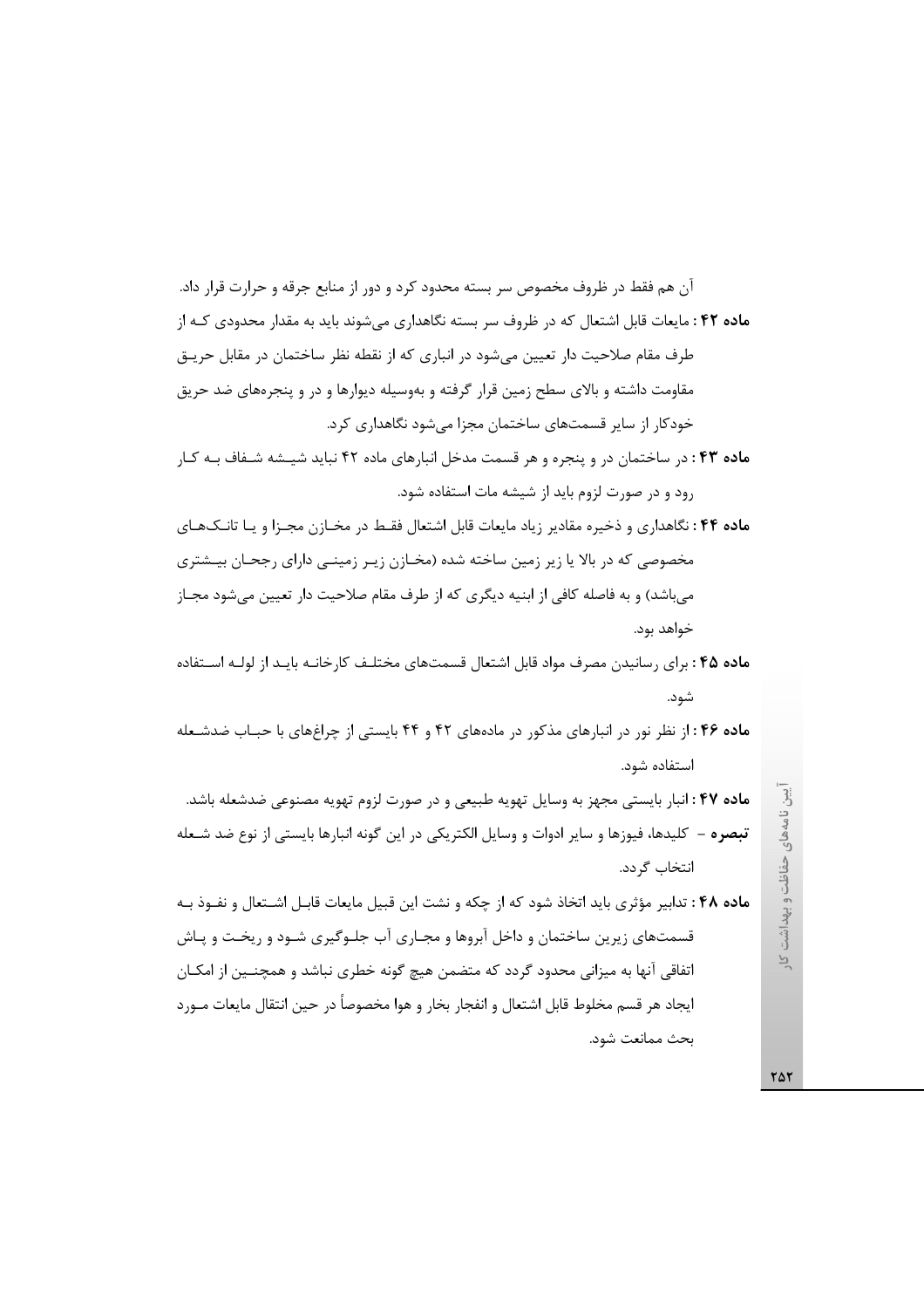آن هم فقط در ظروف مخصوص سر بسته محدود کرد و دور از منابع جرقه و حرارت قرار داد.

**ماده ۴۲ :** مایعات قابل اشتعال که در ظروف سر بسته نگاهداری می‌شوند باید به مقدار محدودی کـه از طرف مقام صلاحیت دار تعیین می‌شود در انباری که از نقطه نظر ساختمان در مقابل حریـق مقاومت داشته و بالای سطح زمین قرار گرفته و به‌وسیله دیوارها و در و پنجره‌های ضد حریق خودکار از سایر قسمت‌های ساختمان مجزا می‌شود نگاهداری کرد.

**ماده ۴۳ :** در ساختمان در و پنجره و هر قسمت مدخل انبارهای ماده ۴۲ نباید شیـشه شـفاف بـه کـار رود و در صورت لزوم باید از شیشه مات استفاده شود.

**ماده ۴۴ :** نگاهداری و ذخیره مقادیر زیاد مایعات قابل اشتعال فقـط در مخـازن مجـزا و یـا تانـک‌هـای مخصوصی که در بالا یا زیر زمین ساخته شده (مخـازن زیـر زمینـی دارای رجحـان بیـشتری می‌باشد) و به فاصله کافی از ابنیه دیگری که از طرف مقام صلاحیت دار تعیین می‌شود مجـاز خواهد بود.

**ماده ۴۵ :** برای رسانیدن مصرف مواد قابل اشتعال قسمت‌های مختلـف کارخانـه بایـد از لولـه اسـتفاده شود.

**ماده ۴۶ :** از نظر نور در انبارهای مذکور در ماده‌های ۴۲ و ۴۴ بایستی از چراغ‌های با حبـاب ضدشـعله استفاده شود.

**ماده ۴۷ :** انبار بایستی مجهز به وسایل تهویه طبیعی و در صورت لزوم تهویه مصنوعی ضدشعله باشد.

**تبصره** – کلیدها، فیوزها و سایر ادوات و وسایل الکتریکی در این گونه انبارها بایستی از نوع ضد شـعله انتخاب گردد.

**ماده ۴۸ :** تدابیر مؤثری باید اتخاذ شود که از چکه و نشت این قبیل مایعات قابـل اشـتعال و نفـوذ بـه قسمت‌های زیرین ساختمان و داخل آبروها و مجـاری آب جلـوگیری شـود و ریخـت و پـاش اتفاقی آنها به میزانی محدود گردد که متضمن هیچ گونه خطری نباشد و همچنـین از امکـان ایجاد هر قسم مخلوط قابل اشتعال و انفجار بخار و هوا مخصوصاً در حین انتقال مایعات مـورد بحث ممانعت شود.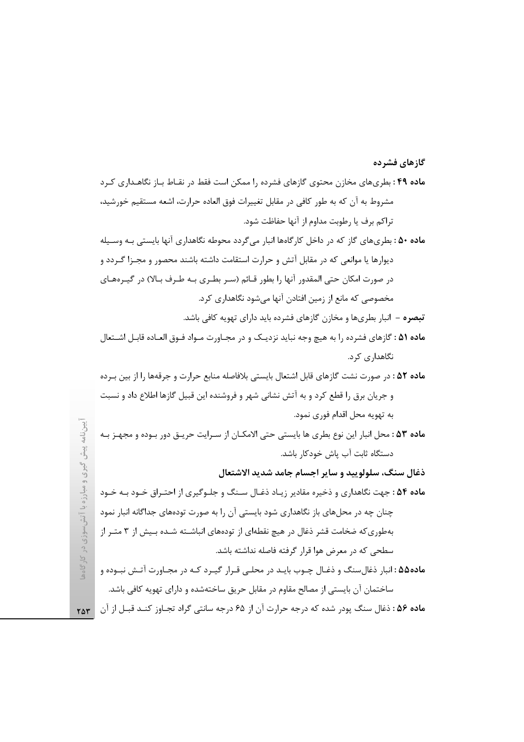### گازهای فشرده

**ماده ۴۹ :** بطری‌های مخازن محتوی گازهای فشرده را ممکن است فقط در نقاط باز نگاهداری کرد مشروط به آن که به طور کافی در مقابل تغییرات فوق العاده حرارت، اشعه مستقیم خورشید، تراکم برف یا رطوبت مداوم از آنها حفاظت شود.

**ماده ۵۰ :** بطری‌های گاز که در داخل کارگاه‌ها انبار می‌گردد محوطه نگاهداری آنها بایستی بـه وسـیله دیوارها یا موانعی که در مقابل آتش و حرارت استقامت داشته باشند محصور و مجـزا گـردد و در صورت امکان حتی المقدور آنها را بطور قـائم (سـر بطـری بـه طـرف بـالا) در گیـره‌هـای مخصوصی که مانع از زمین افتادن آنها می‌شود نگاهداری کرد.

**تبصره** – انبار بطری‌ها و مخازن گازهای فشرده باید دارای تهویه کافی باشد.

**ماده ۵۱ :** گازهای فشرده را به هیچ وجه نباید نزدیـک و در مجـاورت مـواد فـوق العـاده قابـل اشـتعال نگاهداری کرد.

**ماده ۵۲ :** در صورت نشت گازهای قابل اشتعال بایستی بلافاصله منابع حرارت و جرقه‌ها را از بین بـرده و جریان برق را قطع کرد و به آتش نشانی شهر و فروشنده این قبیل گازها اطلاع داد و نسبت به تهویه محل اقدام فوری نمود.

**ماده ۵۳ :** محل انبار این نوع بطری ها بایستی حتی الامکـان از سـرایت حریـق دور بـوده و مجهـز بـه دستگاه ثابت آب پاش خودکار باشد.

### ذغال سنگ، سلولویید و سایر اجسام جامد شدید الاشتعال

**ماده ۵۴ :** جهت نگاهداری و ذخیره مقادیر زیـاد ذغـال سـنگ و جلـوگیری از احتـراق خـود بـه خـود چنان چه در محل‌های باز نگاهداری شود بایستی آن را به صورت توده‌های جداگانه انبار نمود به‌طوری‌که ضخامت قشر ذغال در هیچ نقطه‌ای از توده‌های انباشـته شـده بـیش از ۳ متـر از سطحی که در معرض هوا قرار گرفته فاصله نداشته باشد.

**ماده۵۵ :** انبار ذغال‌سنگ و ذغـال چـوب بایـد در محلـی قـرار گیـرد کـه در مجـاورت آتـش نبـوده و ساختمان آن بایستی از مصالح مقاوم در مقابل حریق ساخته‌شده و دارای تهویه کافی باشد.

**ماده ۵۶ :** ذغال سنگ پودر شده که درجه حرارت آن از ۶۵ درجه سانتی گراد تجـاوز کنـد قبـل از آن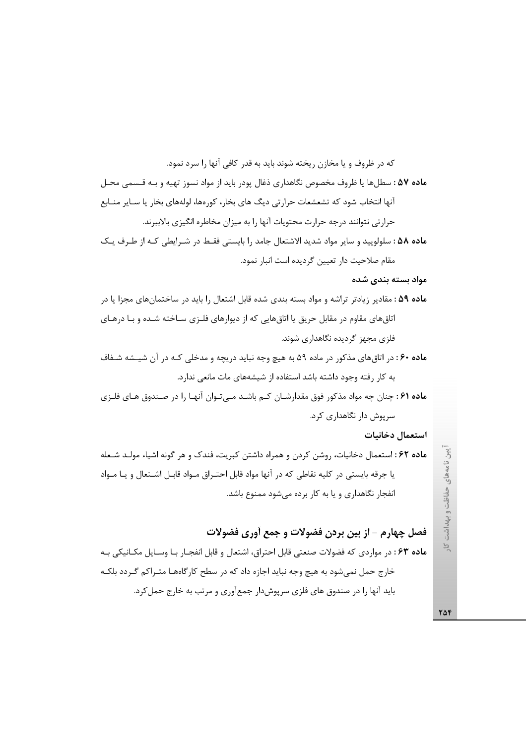که در ظروف و یا مخازن ریخته شوند باید به قدر کافی آنها را سرد نمود.

**ماده ۵۷ :** سطل‌ها یا ظروف مخصوص نگاهداری ذغال پودر باید از مواد نسوز تهیه و بـه قـسمی محـل آنها انتخاب شود که تشعشعات حرارتی دیگ های بخار، کوره‌ها، لوله‌های بخار یا سـایر منـابع حرارتی نتوانند درجه حرارت محتویات آنها را به میزان مخاطره انگیزی بالاببرند.

**ماده ۵۸ :** سلولویید و سایر مواد شدید الاشتعال جامد را بایستی فقـط در شـرایطی کـه از طـرف یـک مقام صلاحیت دار تعیین گردیده است انبار نمود.

### مواد بسته بندی شده

**ماده ۵۹ :** مقادیر زیادتر تراشه و مواد بسته بندی شده قابل اشتعال را باید در ساختمان‌های مجزا یا در اتاق‌های مقاوم در مقابل حریق یا اتاق‌هایی که از دیوارهای فلـزی سـاخته شـده و بـا درهـای فلزی مجهز گردیده نگاهداری شوند.

**ماده ۶۰ :** در اتاق‌های مذکور در ماده ۵۹ به هیچ وجه نباید دریچه و مدخلی کـه در آن شیـشه شـفاف به کار رفته وجود داشته باشد استفاده از شیشه‌های مات مانعی ندارد.

**ماده ۶۱ :** چنان چه مواد مذکور فوق مقدارشـان کـم باشـد مـی‌تـوان آنهـا را در صـندوق هـای فلـزی سرپوش دار نگاهداری کرد.

### استعمال دخانیات

**ماده ۶۲ :** استعمال دخانیات، روشن کردن و همراه داشتن کبریت، فندک و هر گونه اشیاء مولـد شـعله یا جرقه بایستی در کلیه نقاطی که در آنها مواد قابل احتـراق مـواد قابـل اشـتعال و یـا مـواد انفجار نگاهداری و یا به کار برده می‌شود ممنوع باشد.

## فصل چهارم - از بین بردن فضولات و جمع آوری فضولات

**ماده ۶۳ :** در مواردی که فضولات صنعتی قابل احتراق، اشتعال و قابل انفجـار بـا وسـایل مکـانیکی بـه خارج حمل نمی‌شود به هیچ وجه نباید اجازه داد که در سطح کارگاه‌هـا متـراکم گـردد بلکـه باید آنها را در صندوق های فلزی سرپوش‌دار جمع‌آوری و مرتب به خارج حمل‌کرد.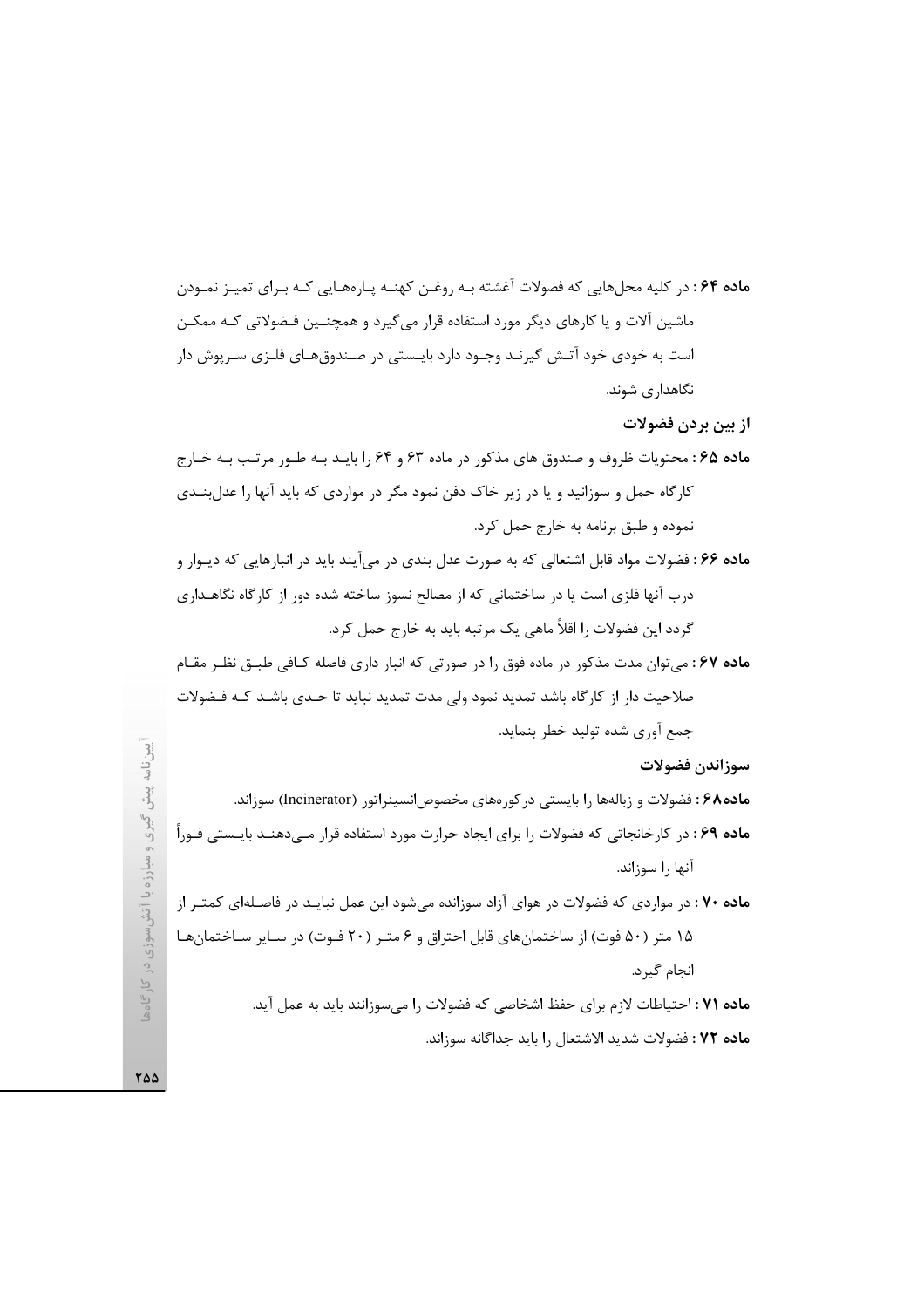**ماده ۶۴ :** در کلیه محل‌هایی که فضولات آغشته بـه روغـن کهنـه پـاره‌هـایی کـه بـرای تمیـز نمـودن ماشین آلات و یا کارهای دیگر مورد استفاده قرار می‌گیرد و همچنـین فـضولاتی کـه ممکـن است به خودی خود آتـش گیرنـد وجـود دارد بایـستی در صـندوق‌هـای فلـزی سـرپوش دار نگاهداری شوند.

### از بین بردن فضولات

**ماده ۶۵ :** محتویات ظروف و صندوق های مذکور در ماده ۶۳ و ۶۴ را بایـد بـه طـور مرتـب بـه خـارج کارگاه حمل و سوزانید و یا در زیر خاک دفن نمود مگر در مواردی که باید آنها را عدل‌بنـدی نموده و طبق برنامه به خارج حمل کرد.

**ماده ۶۶ :** فضولات مواد قابل اشتعالی که به صورت عدل بندی در می‌آیند باید در انبارهایی که دیـوار و درب آنها فلزی است یا در ساختمانی که از مصالح نسوز ساخته شده دور از کارگاه نگاهـداری گردد این فضولات را اقلاً ماهی یک مرتبه باید به خارج حمل کرد.

**ماده ۶۷ :** می‌توان مدت مذکور در ماده فوق را در صورتی که انبار داری فاصله کـافی طبـق نظـر مقـام صلاحیت دار از کارگاه باشد تمدید نمود ولی مدت تمدید نباید تا حـدی باشـد کـه فـضولات جمع آوری شده تولید خطر بنماید.

### سوزاندن فضولات

**ماده۶۸ :** فضولات و زباله‌ها را بایستی درکوره‌های مخصوص‌انسینراتور (Incinerator) سوزاند.

**ماده ۶۹ :** در کارخانجاتی که فضولات را برای ایجاد حرارت مورد استفاده قرار مـی‌دهنـد بایـستی فـوراً آنها را سوزاند.

**ماده ۷۰ :** در مواردی که فضولات در هوای آزاد سوزانده می‌شود این عمل نبایـد در فاصـله‌ای کمتـر از ۱۵ متر (۵۰ فوت) از ساختمان‌های قابل احتراق و ۶ متـر (۲۰ فـوت) در سـایر سـاختمان‌هـا انجام گیرد.

**ماده ۷۱ :** احتیاطات لازم برای حفظ اشخاصی که فضولات را می‌سوزانند باید به عمل آید.

**ماده ۷۲ :** فضولات شدید الاشتعال را باید جداگانه سوزاند.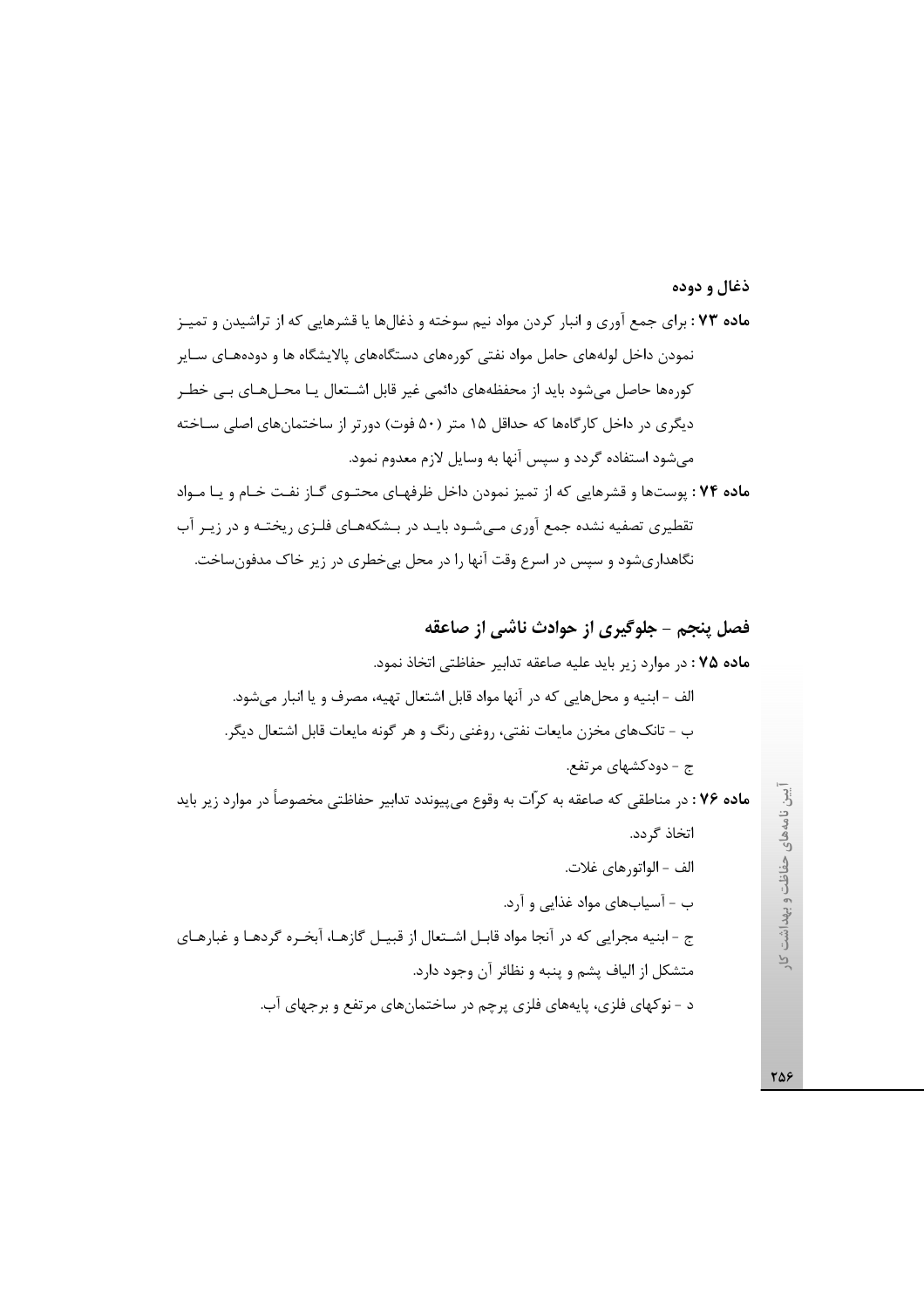### ذغال و دوده

**ماده ۷۳ :** برای جمع آوری و انبار کردن مواد نیم سوخته و ذغال‌ها یا قشرهایی که از تراشیدن و تمیز نمودن داخل لوله‌های حامل مواد نفتی کوره‌های دستگاه‌های پالایشگاه ها و دوده‌های سایر کوره‌ها حاصل می‌شود باید از محفظه‌های دائمی غیر قابل اشتعال یا محل‌های بی خطر دیگری در داخل کارگاه‌ها که حداقل ۱۵ متر (۵۰ فوت) دورتر از ساختمان‌های اصلی ساخته می‌شود استفاده گردد و سپس آنها به وسایل لازم معدوم نمود.

**ماده ۷۴ :** پوست‌ها و قشرهایی که از تمیز نمودن داخل ظرفهای محتوی گاز نفت خام و یا مواد تقطیری تصفیه نشده جمع آوری می‌شود باید در بشکه‌های فلزی ریخته و در زیر آب نگاهداری‌شود و سپس در اسرع وقت آنها را در محل بی‌خطری در زیر خاک مدفون‌ساخت.

## فصل پنجم – جلوگیری از حوادث ناشی از صاعقه

**ماده ۷۵ :** در موارد زیر باید علیه صاعقه تدابیر حفاظتی اتخاذ نمود.

الف - ابنیه و محل‌هایی که در آنها مواد قابل اشتعال تهیه، مصرف و یا انبار می‌شود.

ب - تانک‌های مخزن مایعات نفتی، روغنی رنگ و هر گونه مایعات قابل اشتعال دیگر.

ج - دودکشهای مرتفع.

**ماده ۷۶ :** در مناطقی که صاعقه به کرآت به وقوع می‌پیوندد تدابیر حفاظتی مخصوصاً در موارد زیر باید اتخاذ گردد.

الف - الواتورهای غلات.

ب - آسیاب‌های مواد غذایی و آرد.

ج - ابنیه مجرایی که در آنجا مواد قابل اشتعال از قبیل گازها، آبخره گردها و غبارهای متشکل از الیاف پشم و پنبه و نظائر آن وجود دارد.

د - نوکهای فلزی، پایه‌های فلزی پرچم در ساختمان‌های مرتفع و برجهای آب.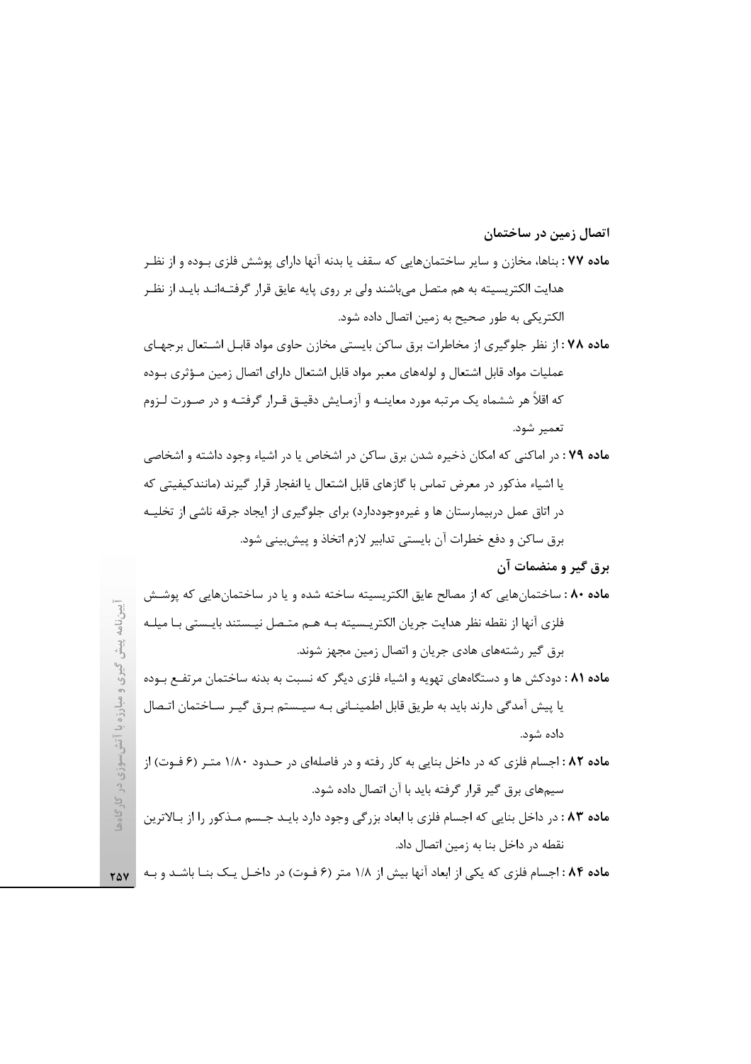## اتصال زمین در ساختمان

**ماده ۷۷ :** بناها، مخازن و سایر ساختمان‌هایی که سقف یا بدنه آنها دارای پوشش فلزی بوده و از نظر هدایت الکتریسیته به هم متصل می‌باشند ولی بر روی پایه عایق قرار گرفته‌اند باید از نظر الکتریکی به طور صحیح به زمین اتصال داده شود.

**ماده ۷۸ :** از نظر جلوگیری از مخاطرات برق ساکن بایستی مخازن حاوی مواد قابل اشتعال برجهای عملیات مواد قابل اشتعال و لوله‌های معبر مواد قابل اشتعال دارای اتصال زمین مؤثری بوده که اقلاً هر ششماه یک مرتبه مورد معاینه و آزمایش دقیق قرار گرفته و در صورت لزوم تعمیر شود.

**ماده ۷۹ :** در اماکنی که امکان ذخیره شدن برق ساکن در اشخاص یا در اشیاء وجود داشته و اشخاصی یا اشیاء مذکور در معرض تماس با گازهای قابل اشتعال یا انفجار قرار گیرند (مانندکیفیتی که در اتاق عمل دربیمارستان ها و غیره‌وجوددارد) برای جلوگیری از ایجاد جرقه ناشی از تخلیه برق ساکن و دفع خطرات آن بایستی تدابیر لازم اتخاذ و پیش‌بینی شود.

## برق گیر و منضمات آن

**ماده ۸۰ :** ساختمان‌هایی که از مصالح عایق الکتریسیته ساخته شده و یا در ساختمان‌هایی که پوشش فلزی آنها از نقطه نظر هدایت جریان الکتریسیته به هم متصل نیستند بایستی با میله برق گیر رشته‌های هادی جریان و اتصال زمین مجهز شوند.

**ماده ۸۱ :** دودکش ها و دستگاه‌های تهویه و اشیاء فلزی دیگر که نسبت به بدنه ساختمان مرتفع بوده یا پیش آمدگی دارند باید به طریق قابل اطمینانی به سیستم برق گیر ساختمان اتصال داده شود.

**ماده ۸۲ :** اجسام فلزی که در داخل بنایی به کار رفته و در فاصله‌ای در حدود ۱/۸۰ متر (۶ فوت) از سیم‌های برق گیر قرار گرفته باید با آن اتصال داده شود.

**ماده ۸۳ :** در داخل بنایی که اجسام فلزی با ابعاد بزرگی وجود دارد باید جسم مذکور را از بالاترین نقطه در داخل بنا به زمین اتصال داد.

**ماده ۸۴ :** اجسام فلزی که یکی از ابعاد آنها بیش از ۱/۸ متر (۶ فوت) در داخل یک بنا باشد و به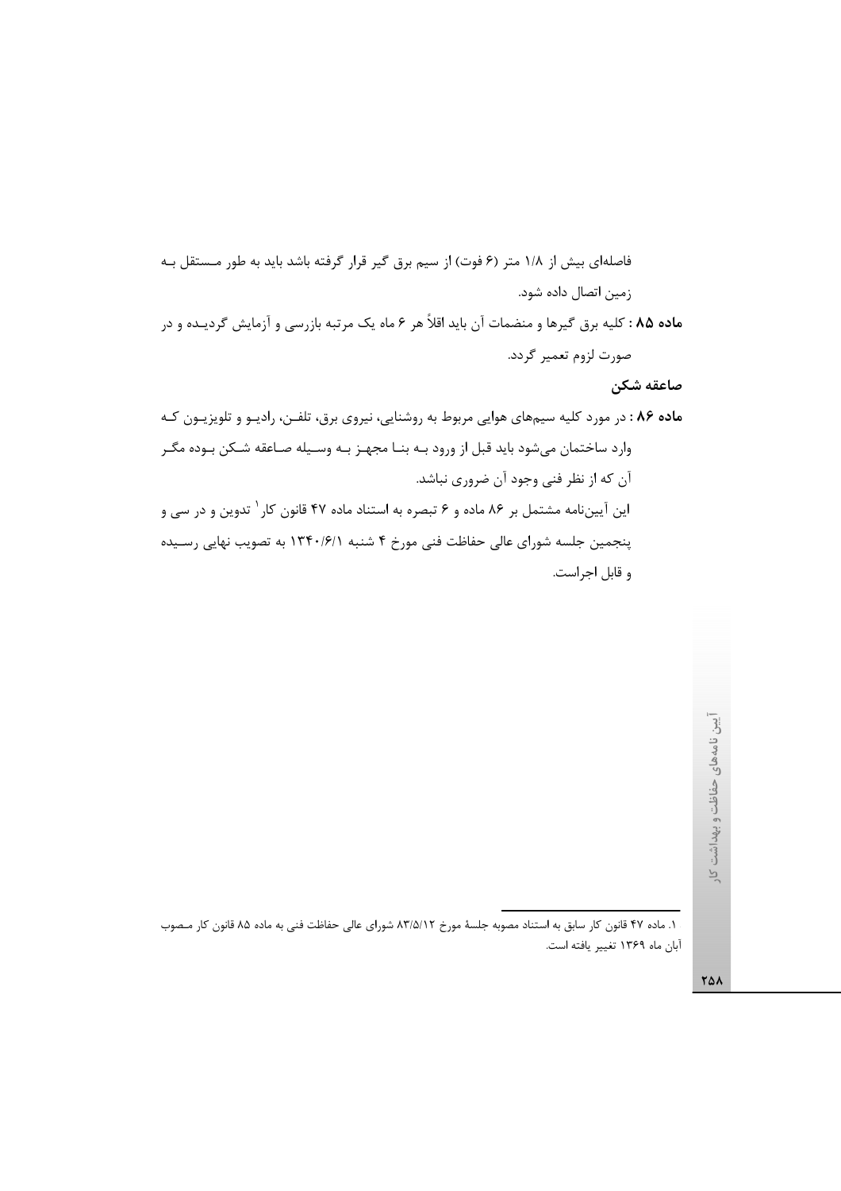فاصله‌ای بیش از ۱/۸ متر (۶ فوت) از سیم برق گیر قرار گرفته باشد باید به طور مستقل به زمین اتصال داده شود.

**ماده ۸۵ :** کلیه برق گیرها و منضمات آن باید اقلاً هر ۶ ماه یک مرتبه بازرسی و آزمایش گردیده و در صورت لزوم تعمیر گردد.

### صاعقه شکن

**ماده ۸۶ :** در مورد کلیه سیم‌های هوایی مربوط به روشنایی، نیروی برق، تلفن، رادیو و تلویزیون که وارد ساختمان می‌شود باید قبل از ورود به بنا مجهز به وسیله صاعقه شکن بوده مگر آن که از نظر فنی وجود آن ضروری نباشد.

این آیین‌نامه مشتمل بر ۸۶ ماده و ۶ تبصره به استناد ماده ۴۷ قانون کار[1] تدوین و در سی و پنجمین جلسه شورای عالی حفاظت فنی مورخ ۴ شنبه ۱۳۴۰/۶/۱ به تصویب نهایی رسیده و قابل اجراست.

---

۱. ماده ۴۷ قانون کار سابق به استناد مصوبه جلسهٔ مورخ ۸۳/۵/۱۲ شورای عالی حفاظت فنی به ماده ۸۵ قانون کار مصوب آبان ماه ۱۳۶۹ تغییر یافته است.